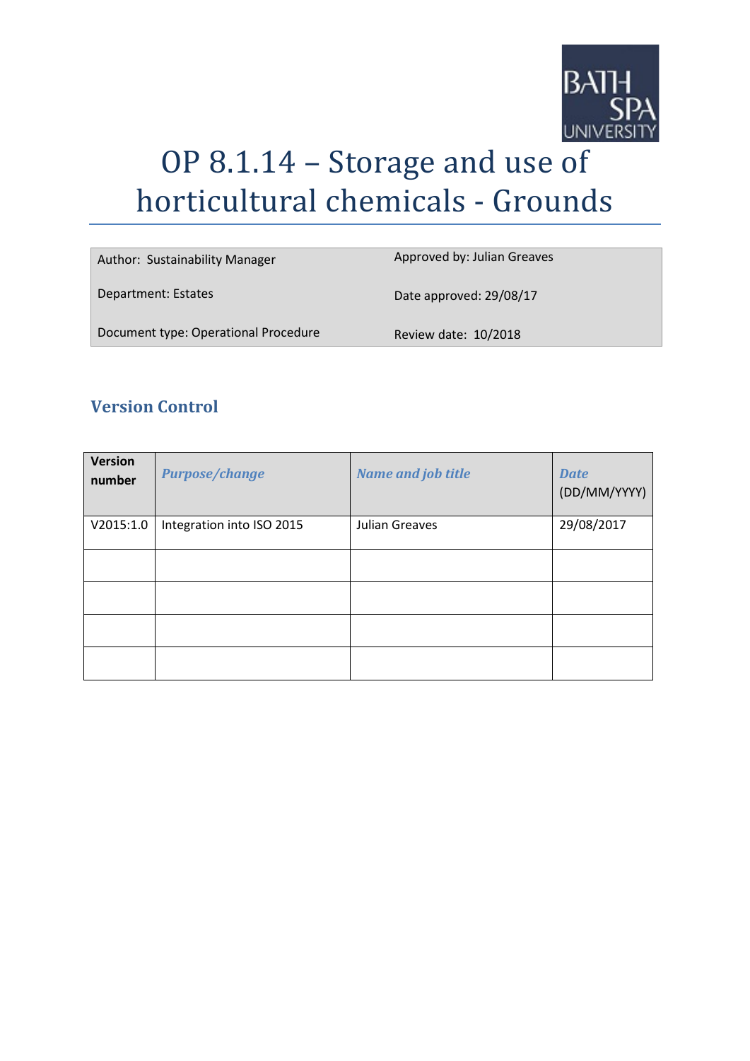# OP 8.1.14 – Storage and use of horticultural chemicals - Grounds

| Author: Sustainability Manager | Approved by: Julian Greaves |
|---|---|
| Department: Estates | Date approved: 29/08/17 |
| Document type: Operational Procedure | Review date: 10/2018 |

## Version Control

| Version number | *Purpose/change* | *Name and job title* | *Date* (DD/MM/YYYY) |
|---|---|---|---|
| V2015:1.0 | Integration into ISO 2015 | Julian Greaves | 29/08/2017 |
| | | | |
| | | | |
| | | | |
| | | | |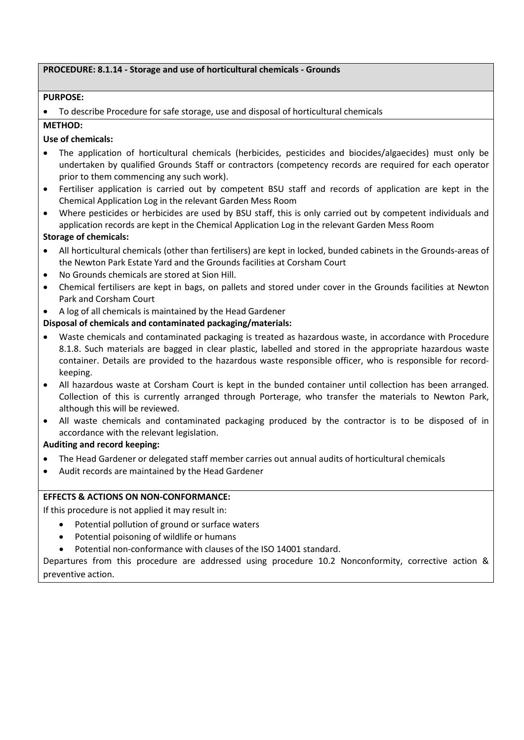**PROCEDURE: 8.1.14 - Storage and use of horticultural chemicals - Grounds**

**PURPOSE:**

- To describe Procedure for safe storage, use and disposal of horticultural chemicals

**METHOD:**

**Use of chemicals:**

- The application of horticultural chemicals (herbicides, pesticides and biocides/algaecides) must only be undertaken by qualified Grounds Staff or contractors (competency records are required for each operator prior to them commencing any such work).
- Fertiliser application is carried out by competent BSU staff and records of application are kept in the Chemical Application Log in the relevant Garden Mess Room
- Where pesticides or herbicides are used by BSU staff, this is only carried out by competent individuals and application records are kept in the Chemical Application Log in the relevant Garden Mess Room

**Storage of chemicals:**

- All horticultural chemicals (other than fertilisers) are kept in locked, bunded cabinets in the Grounds-areas of the Newton Park Estate Yard and the Grounds facilities at Corsham Court
- No Grounds chemicals are stored at Sion Hill.
- Chemical fertilisers are kept in bags, on pallets and stored under cover in the Grounds facilities at Newton Park and Corsham Court
- A log of all chemicals is maintained by the Head Gardener

**Disposal of chemicals and contaminated packaging/materials:**

- Waste chemicals and contaminated packaging is treated as hazardous waste, in accordance with Procedure 8.1.8. Such materials are bagged in clear plastic, labelled and stored in the appropriate hazardous waste container. Details are provided to the hazardous waste responsible officer, who is responsible for record-keeping.
- All hazardous waste at Corsham Court is kept in the bunded container until collection has been arranged. Collection of this is currently arranged through Porterage, who transfer the materials to Newton Park, although this will be reviewed.
- All waste chemicals and contaminated packaging produced by the contractor is to be disposed of in accordance with the relevant legislation.

**Auditing and record keeping:**

- The Head Gardener or delegated staff member carries out annual audits of horticultural chemicals
- Audit records are maintained by the Head Gardener

**EFFECTS & ACTIONS ON NON-CONFORMANCE:**

If this procedure is not applied it may result in:

- Potential pollution of ground or surface waters
- Potential poisoning of wildlife or humans
- Potential non-conformance with clauses of the ISO 14001 standard.

Departures from this procedure are addressed using procedure 10.2 Nonconformity, corrective action & preventive action.